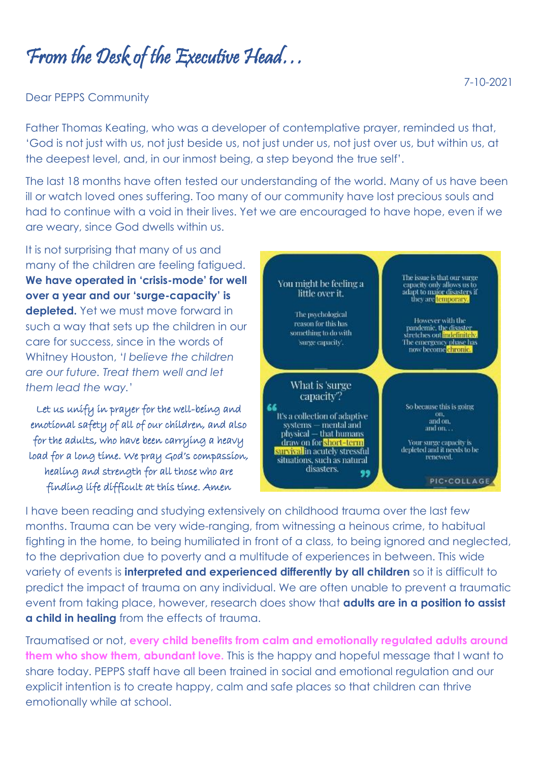# *From the Desk of the Executive Head…*

7-10-2021

Dear PEPPS Community

Father Thomas Keating, who was a developer of contemplative prayer, reminded us that, 'God is not just with us, not just beside us, not just under us, not just over us, but within us, at the deepest level, and, in our inmost being, a step beyond the true self'.

The last 18 months have often tested our understanding of the world. Many of us have been ill or watch loved ones suffering. Too many of our community have lost precious souls and had to continue with a void in their lives. Yet we are encouraged to have hope, even if we are weary, since God dwells within us.

It is not surprising that many of us and many of the children are feeling fatigued. **We have operated in 'crisis-mode' for well over a year and our 'surge-capacity' is depleted.** Yet we must move forward in such a way that sets up the children in our care for success, since in the words of Whitney Houston, '*I believe the children are our future. Treat them well and let them lead the way.*'

*Let us unify in prayer for the well-being and emotional safety of all of our children, and also for the adults, who have been carrying a heavy load for a long time. We pray God's compassion, healing and strength for all those who are finding life difficult at this time. Amen*

You might be feeling a little over it.

The psychological reason for this has something to do with 'surge capacity'.

The issue is that our surge capacity only allows us to adapt to major disasters if they are temporary.

However with the pandemic, the disaster stretches out indefinitely. The emergency phase has now become chronic.

What is 'surge capacity'?

"It's a collection of adaptive systems — mental and physical — that humans draw on for short-term survival in acutely stressful situations, such as natural disasters."

So because this is going on, and on, and on…

Your surge capacity is depleted and it needs to be renewed.

I have been reading and studying extensively on childhood trauma over the last few months. Trauma can be very wide-ranging, from witnessing a heinous crime, to habitual fighting in the home, to being humiliated in front of a class, to being ignored and neglected, to the deprivation due to poverty and a multitude of experiences in between. This wide variety of events is **interpreted and experienced differently by all children** so it is difficult to predict the impact of trauma on any individual. We are often unable to prevent a traumatic event from taking place, however, research does show that **adults are in a position to assist a child in healing** from the effects of trauma.

Traumatised or not, **every child benefits from calm and emotionally regulated adults around them who show them, abundant love.** This is the happy and hopeful message that I want to share today. PEPPS staff have all been trained in social and emotional regulation and our explicit intention is to create happy, calm and safe places so that children can thrive emotionally while at school.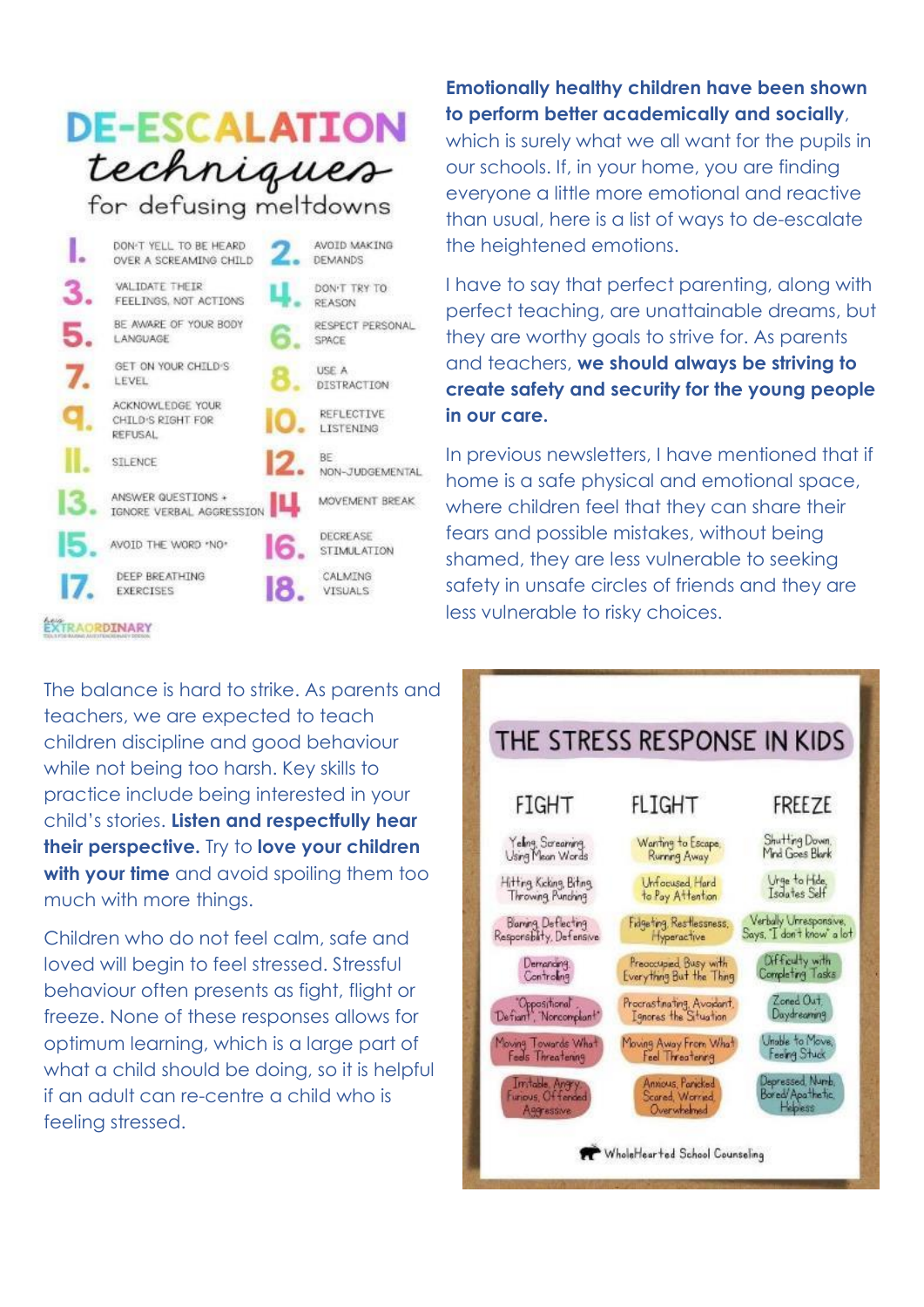# DE-ESCALATION techniques for defusing meltdowns

1. DON'T YELL TO BE HEARD OVER A SCREAMING CHILD
2. AVOID MAKING DEMANDS
3. VALIDATE THEIR FEELINGS, NOT ACTIONS
4. DON'T TRY TO REASON
5. BE AWARE OF YOUR BODY LANGUAGE
6. RESPECT PERSONAL SPACE
7. GET ON YOUR CHILD'S LEVEL
8. USE A DISTRACTION
9. ACKNOWLEDGE YOUR CHILD'S RIGHT FOR REFUSAL
10. REFLECTIVE LISTENING
11. SILENCE
12. BE NON-JUDGEMENTAL
13. ANSWER QUESTIONS + IGNORE VERBAL AGGRESSION
14. MOVEMENT BREAK
15. AVOID THE WORD "NO"
16. DECREASE STIMULATION
17. DEEP BREATHING EXERCISES
18. CALMING VISUALS

Lessons Extraordinary

**Emotionally healthy children have been shown to perform better academically and socially**, which is surely what we all want for the pupils in our schools. If, in your home, you are finding everyone a little more emotional and reactive than usual, here is a list of ways to de-escalate the heightened emotions.

I have to say that perfect parenting, along with perfect teaching, are unattainable dreams, but they are worthy goals to strive for. As parents and teachers, **we should always be striving to create safety and security for the young people in our care.**

In previous newsletters, I have mentioned that if home is a safe physical and emotional space, where children feel that they can share their fears and possible mistakes, without being shamed, they are less vulnerable to seeking safety in unsafe circles of friends and they are less vulnerable to risky choices.

The balance is hard to strike. As parents and teachers, we are expected to teach children discipline and good behaviour while not being too harsh. Key skills to practice include being interested in your child's stories. **Listen and respectfully hear their perspective.** Try to **love your children with your time** and avoid spoiling them too much with more things.

Children who do not feel calm, safe and loved will begin to feel stressed. Stressful behaviour often presents as fight, flight or freeze. None of these responses allows for optimum learning, which is a large part of what a child should be doing, so it is helpful if an adult can re-centre a child who is feeling stressed.

## THE STRESS RESPONSE IN KIDS

| FIGHT | FLIGHT | FREEZE |
|---|---|---|
| Yelling, Screaming, Using Mean Words | Wanting to Escape, Running Away | Shutting Down, Mind Goes Blank |
| Hitting, Kicking, Biting, Throwing, Punching | Unfocused, Hard to Pay Attention | Urge to Hide, Isolates Self |
| Blaming, Deflecting Responsibility, Defensive | Fidgeting, Restlessness, Hyperactive | Verbally Unresponsive, Says, "I don't know" a lot |
| Demanding, Controlling | Preoccupied, Busy with Everything But the Thing | Difficulty with Completing Tasks |
| "Oppositional" "Defiant", "Noncompliant" | Procrastinating, Avoidant, Ignores the Situation | Zoned Out, Daydreaming |
| Moving Towards What Feels Threatening | Moving Away From What Feel Threatening | Unable to Move, Feeling Stuck |
| Irritable, Angry, Furious, Offended, Aggressive | Anxious, Panicked, Scared, Worried, Overwhelmed | Depressed, Numb, Bored/Apathetic, Helpless |

WholeHearted School Counseling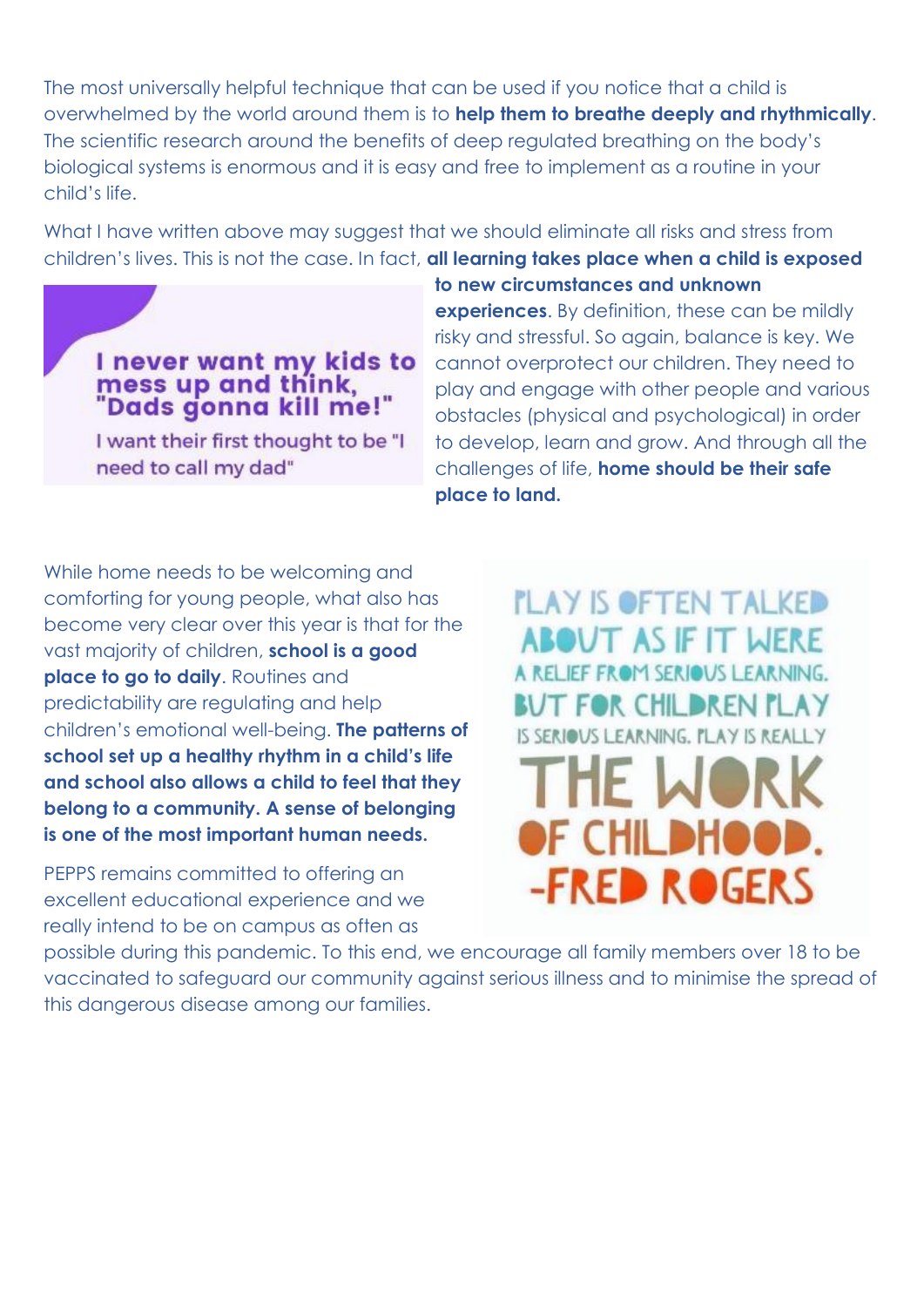The most universally helpful technique that can be used if you notice that a child is overwhelmed by the world around them is to **help them to breathe deeply and rhythmically**. The scientific research around the benefits of deep regulated breathing on the body's biological systems is enormous and it is easy and free to implement as a routine in your child's life.

What I have written above may suggest that we should eliminate all risks and stress from children's lives. This is not the case. In fact, **all learning takes place when a child is exposed to new circumstances and unknown experiences**. By definition, these can be mildly risky and stressful. So again, balance is key. We cannot overprotect our children. They need to play and engage with other people and various obstacles (physical and psychological) in order to develop, learn and grow. And through all the challenges of life, **home should be their safe place to land.**

**I never want my kids to mess up and think, "Dads gonna kill me!"**

I want their first thought to be "I need to call my dad"

While home needs to be welcoming and comforting for young people, what also has become very clear over this year is that for the vast majority of children, **school is a good place to go to daily**. Routines and predictability are regulating and help children's emotional well-being. **The patterns of school set up a healthy rhythm in a child's life and school also allows a child to feel that they belong to a community. A sense of belonging is one of the most important human needs.**

PLAY IS OFTEN TALKED ABOUT AS IF IT WERE A RELIEF FROM SERIOUS LEARNING. BUT FOR CHILDREN PLAY IS SERIOUS LEARNING. PLAY IS REALLY THE WORK OF CHILDHOOD. -FRED ROGERS

PEPPS remains committed to offering an excellent educational experience and we really intend to be on campus as often as possible during this pandemic. To this end, we encourage all family members over 18 to be vaccinated to safeguard our community against serious illness and to minimise the spread of this dangerous disease among our families.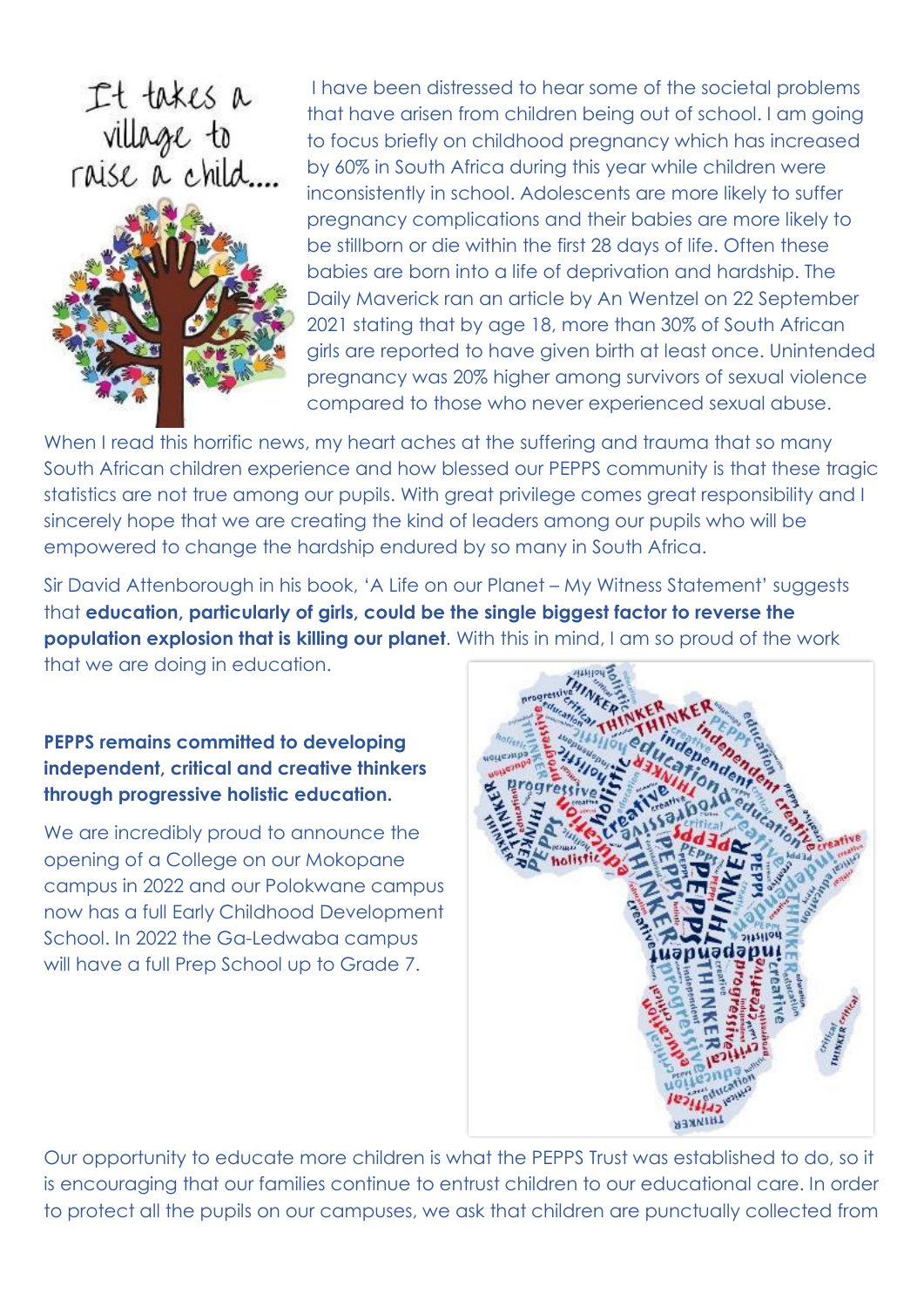I have been distressed to hear some of the societal problems that have arisen from children being out of school. I am going to focus briefly on childhood pregnancy which has increased by 60% in South Africa during this year while children were inconsistently in school. Adolescents are more likely to suffer pregnancy complications and their babies are more likely to be stillborn or die within the first 28 days of life. Often these babies are born into a life of deprivation and hardship. The Daily Maverick ran an article by An Wentzel on 22 September 2021 stating that by age 18, more than 30% of South African girls are reported to have given birth at least once. Unintended pregnancy was 20% higher among survivors of sexual violence compared to those who never experienced sexual abuse.

When I read this horrific news, my heart aches at the suffering and trauma that so many South African children experience and how blessed our PEPPS community is that these tragic statistics are not true among our pupils. With great privilege comes great responsibility and I sincerely hope that we are creating the kind of leaders among our pupils who will be empowered to change the hardship endured by so many in South Africa.

Sir David Attenborough in his book, 'A Life on our Planet – My Witness Statement' suggests that **education, particularly of girls, could be the single biggest factor to reverse the population explosion that is killing our planet**. With this in mind, I am so proud of the work that we are doing in education.

**PEPPS remains committed to developing independent, critical and creative thinkers through progressive holistic education.**

We are incredibly proud to announce the opening of a College on our Mokopane campus in 2022 and our Polokwane campus now has a full Early Childhood Development School. In 2022 the Ga-Ledwaba campus will have a full Prep School up to Grade 7.

Our opportunity to educate more children is what the PEPPS Trust was established to do, so it is encouraging that our families continue to entrust children to our educational care. In order to protect all the pupils on our campuses, we ask that children are punctually collected from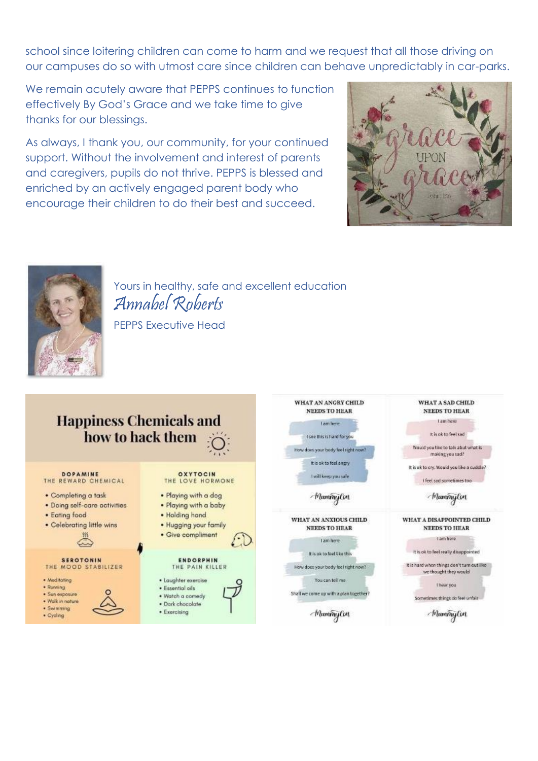school since loitering children can come to harm and we request that all those driving on our campuses do so with utmost care since children can behave unpredictably in car-parks.

We remain acutely aware that PEPPS continues to function effectively By God's Grace and we take time to give thanks for our blessings.

As always, I thank you, our community, for your continued support. Without the involvement and interest of parents and caregivers, pupils do not thrive. PEPPS is blessed and enriched by an actively engaged parent body who encourage their children to do their best and succeed.

Yours in healthy, safe and excellent education

*Annabel Roberts*

PEPPS Executive Head

## Happiness Chemicals and how to hack them

**DOPAMINE**
THE REWARD CHEMICAL

- Completing a task
- Doing self-care activities
- Eating food
- Celebrating little wins

**OXYTOCIN**
THE LOVE HORMONE

- Playing with a dog
- Playing with a baby
- Holding hand
- Hugging your family
- Give compliment

**SEROTONIN**
THE MOOD STABILIZER

- Meditating
- Running
- Sun exposure
- Walk in nature
- Swimming
- Cycling

**ENDORPHIN**
THE PAIN KILLER

- Laughter exercise
- Essential oils
- Watch a comedy
- Dark chocolate
- Exercising

**WHAT AN ANGRY CHILD NEEDS TO HEAR**

- I am here
- I see this is hard for you
- How does your body feel right now?
- It is ok to feel angry
- I will keep you safe

*Mummyton*

**WHAT A SAD CHILD NEEDS TO HEAR**

- I am here
- It is ok to feel sad
- Would you like to talk abut what is making you sad?
- It is ok to cry. Would you like a cuddle?
- I feel sad sometimes too

*Mummyton*

**WHAT AN ANXIOUS CHILD NEEDS TO HEAR**

- I am here
- It is ok to feel like this
- How does your body feel right now?
- You can tell me
- Shall we come up with a plan together?

*Mummyton*

**WHAT A DISAPPOINTED CHILD NEEDS TO HEAR**

- I am here
- It is ok to feel really disappointed
- It is hard when things don't turn out like we thought they would
- I hear you
- Sometimes things do feel unfair

*Mummyton*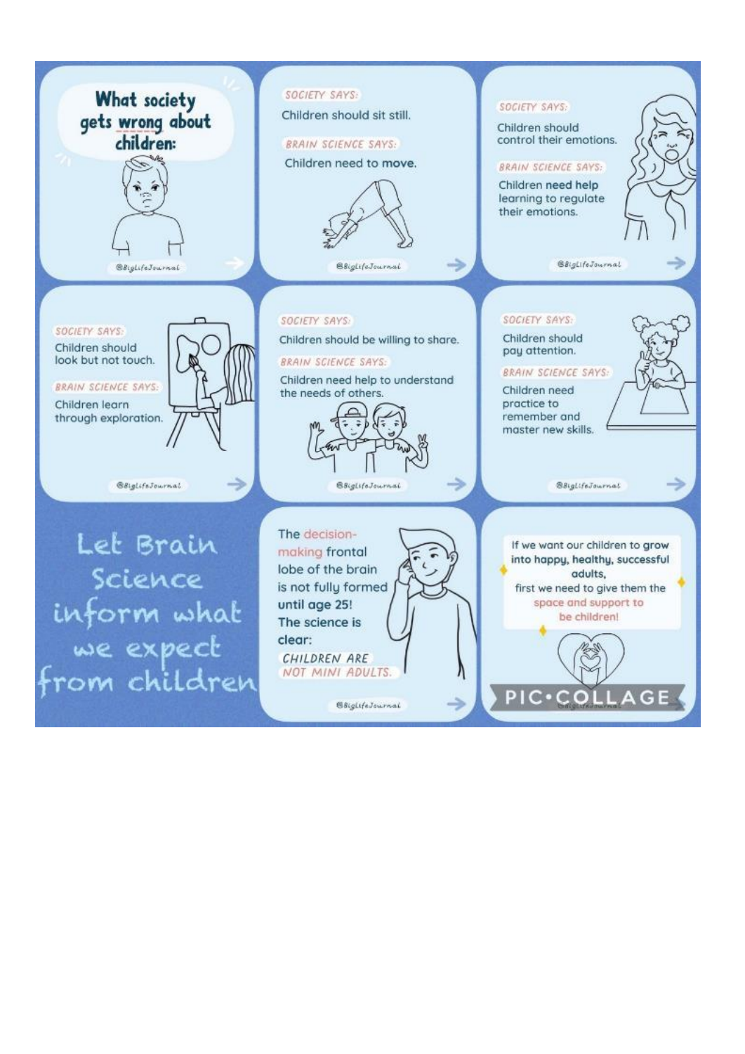# What society gets wrong about children:

@BigLifeJournal

SOCIETY SAYS:
Children should sit still.

BRAIN SCIENCE SAYS:
Children need to **move**.

@BigLifeJournal

SOCIETY SAYS:
Children should control their emotions.

BRAIN SCIENCE SAYS:
Children **need help** learning to regulate their emotions.

@BigLifeJournal

SOCIETY SAYS:
Children should look but not touch.

BRAIN SCIENCE SAYS:
Children learn through exploration.

@BigLifeJournal

SOCIETY SAYS:
Children should be willing to share.

BRAIN SCIENCE SAYS:
Children need help to understand the needs of others.

@BigLifeJournal

SOCIETY SAYS:
Children should pay attention.

BRAIN SCIENCE SAYS:
Children need practice to remember and master new skills.

@BigLifeJournal

Let Brain Science inform what we expect from children

The decision-making frontal lobe of the brain is not fully formed until age 25! The science is clear:

CHILDREN ARE NOT MINI ADULTS.

@BigLifeJournal

If we want our children to grow into happy, healthy, successful adults,
first we need to give them the space and support to be children!

@BigLifeJournal

PIC•COLLAGE